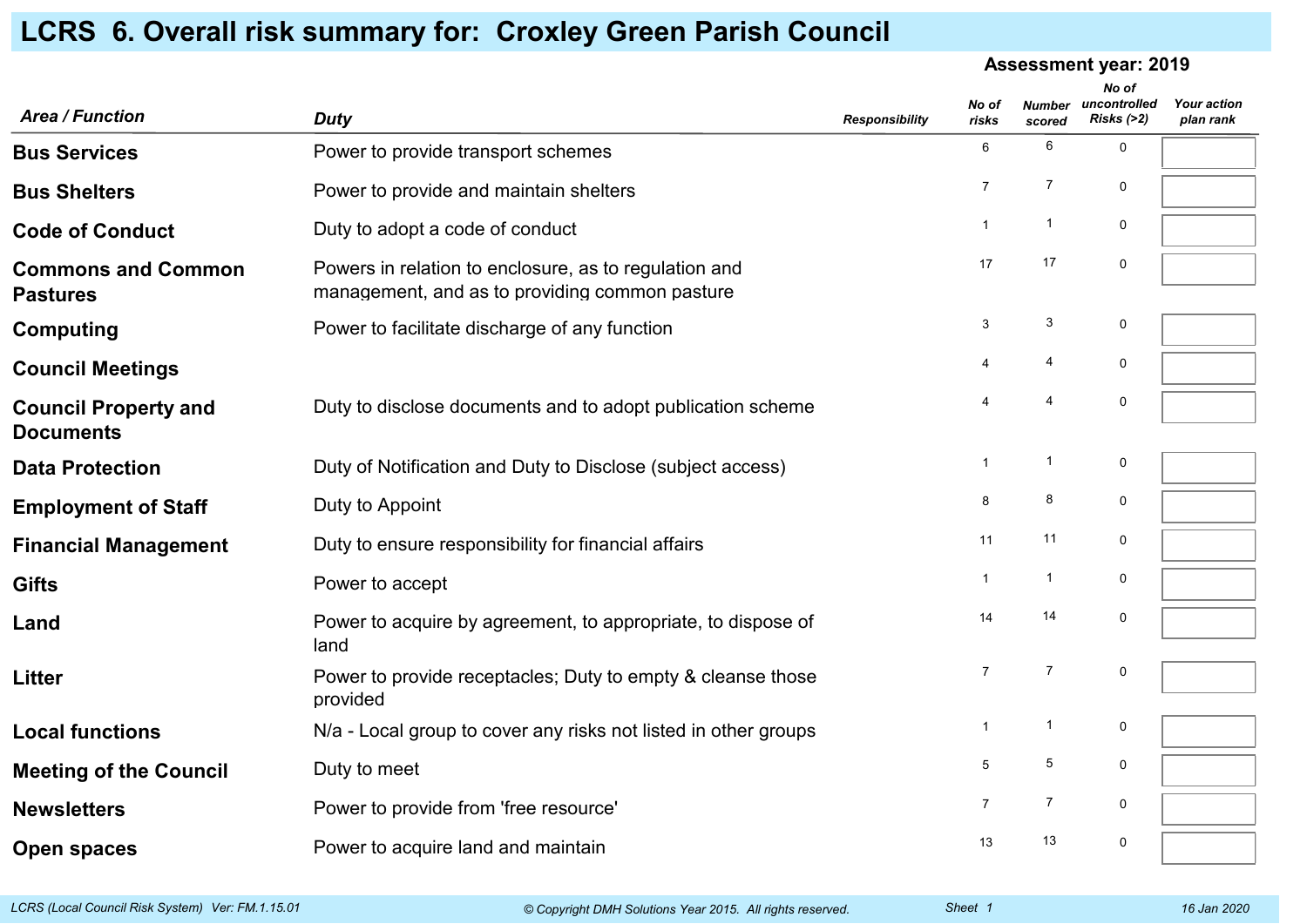# LCRS 6. Overall risk summary for: Croxley Green Parish Council

**Assessment year: 2019**

| *Area / Function* | *Duty* | *Responsibility* | *No of risks* | *Number scored* | *No of uncontrolled Risks (>2)* | *Your action plan rank* |
|---|---|---|---|---|---|---|
| **Bus Services** | Power to provide transport schemes | | 6 | 6 | 0 | |
| **Bus Shelters** | Power to provide and maintain shelters | | 7 | 7 | 0 | |
| **Code of Conduct** | Duty to adopt a code of conduct | | 1 | 1 | 0 | |
| **Commons and Common Pastures** | Powers in relation to enclosure, as to regulation and management, and as to providing common pasture | | 17 | 17 | 0 | |
| **Computing** | Power to facilitate discharge of any function | | 3 | 3 | 0 | |
| **Council Meetings** | | | 4 | 4 | 0 | |
| **Council Property and Documents** | Duty to disclose documents and to adopt publication scheme | | 4 | 4 | 0 | |
| **Data Protection** | Duty of Notification and Duty to Disclose (subject access) | | 1 | 1 | 0 | |
| **Employment of Staff** | Duty to Appoint | | 8 | 8 | 0 | |
| **Financial Management** | Duty to ensure responsibility for financial affairs | | 11 | 11 | 0 | |
| **Gifts** | Power to accept | | 1 | 1 | 0 | |
| **Land** | Power to acquire by agreement, to appropriate, to dispose of land | | 14 | 14 | 0 | |
| **Litter** | Power to provide receptacles; Duty to empty & cleanse those provided | | 7 | 7 | 0 | |
| **Local functions** | N/a - Local group to cover any risks not listed in other groups | | 1 | 1 | 0 | |
| **Meeting of the Council** | Duty to meet | | 5 | 5 | 0 | |
| **Newsletters** | Power to provide from 'free resource' | | 7 | 7 | 0 | |
| **Open spaces** | Power to acquire land and maintain | | 13 | 13 | 0 | |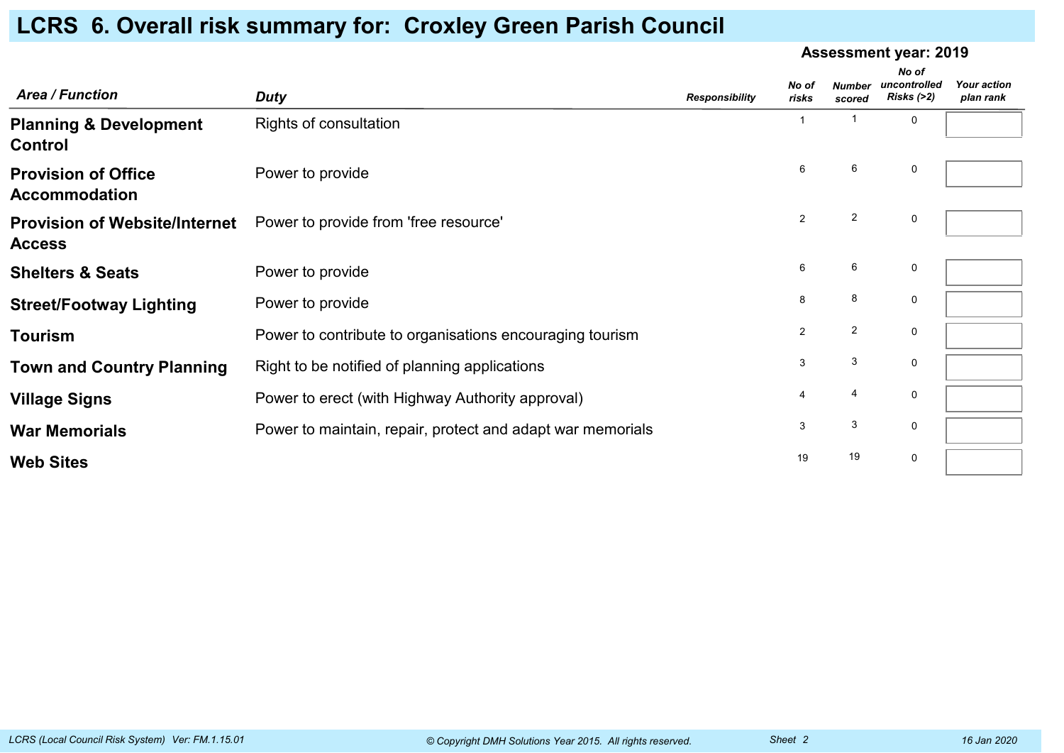# LCRS 6. Overall risk summary for: Croxley Green Parish Council

**Assessment year: 2019**

| *Area / Function* | *Duty* | *Responsibility* | *No of risks* | *Number scored* | *No of uncontrolled Risks (>2)* | *Your action plan rank* |
|---|---|---|---|---|---|---|
| **Planning & Development Control** | Rights of consultation | | 1 | 1 | 0 | |
| **Provision of Office Accommodation** | Power to provide | | 6 | 6 | 0 | |
| **Provision of Website/Internet Access** | Power to provide from 'free resource' | | 2 | 2 | 0 | |
| **Shelters & Seats** | Power to provide | | 6 | 6 | 0 | |
| **Street/Footway Lighting** | Power to provide | | 8 | 8 | 0 | |
| **Tourism** | Power to contribute to organisations encouraging tourism | | 2 | 2 | 0 | |
| **Town and Country Planning** | Right to be notified of planning applications | | 3 | 3 | 0 | |
| **Village Signs** | Power to erect (with Highway Authority approval) | | 4 | 4 | 0 | |
| **War Memorials** | Power to maintain, repair, protect and adapt war memorials | | 3 | 3 | 0 | |
| **Web Sites** | | | 19 | 19 | 0 | |

*LCRS (Local Council Risk System) Ver: FM.1.15.01* *© Copyright DMH Solutions Year 2015. All rights reserved.* *Sheet 2* *16 Jan 2020*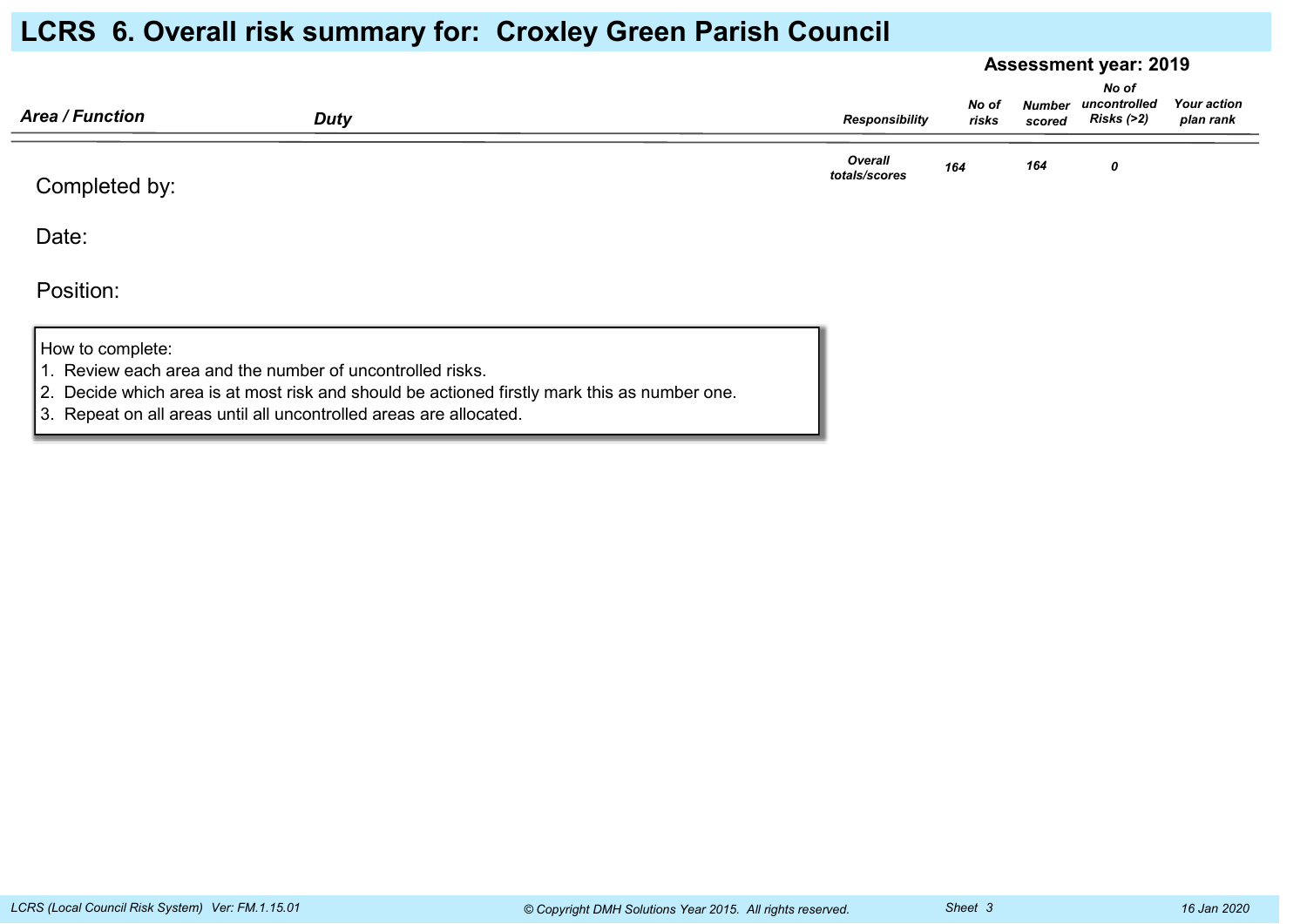# LCRS 6. Overall risk summary for: Croxley Green Parish Council

**Assessment year: 2019**

| *Area / Function* | *Duty* | *Responsibility* | *No of risks* | *Number scored* | *No of uncontrolled Risks (>2)* | *Your action plan rank* |
|---|---|---|---|---|---|---|
| | | *Overall totals/scores* | *164* | *164* | *0* | |

Completed by:

Date:

Position:

How to complete:

1. Review each area and the number of uncontrolled risks.
2. Decide which area is at most risk and should be actioned firstly mark this as number one.
3. Repeat on all areas until all uncontrolled areas are allocated.

*LCRS (Local Council Risk System) Ver: FM.1.15.01* *© Copyright DMH Solutions Year 2015. All rights reserved.* *Sheet 3* *16 Jan 2020*